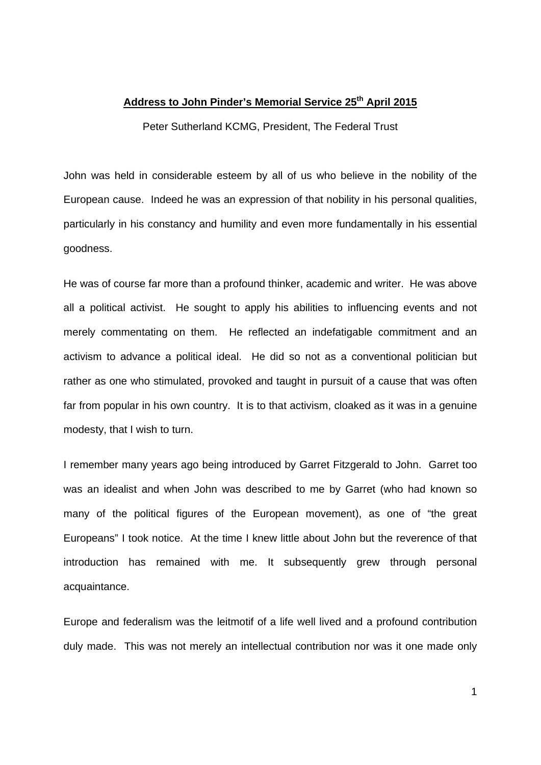**Address to John Pinder's Memorial Service 25th April 2015**

Peter Sutherland KCMG, President, The Federal Trust

John was held in considerable esteem by all of us who believe in the nobility of the European cause. Indeed he was an expression of that nobility in his personal qualities, particularly in his constancy and humility and even more fundamentally in his essential goodness.

He was of course far more than a profound thinker, academic and writer. He was above all a political activist. He sought to apply his abilities to influencing events and not merely commentating on them. He reflected an indefatigable commitment and an activism to advance a political ideal. He did so not as a conventional politician but rather as one who stimulated, provoked and taught in pursuit of a cause that was often far from popular in his own country. It is to that activism, cloaked as it was in a genuine modesty, that I wish to turn.

I remember many years ago being introduced by Garret Fitzgerald to John. Garret too was an idealist and when John was described to me by Garret (who had known so many of the political figures of the European movement), as one of "the great Europeans" I took notice. At the time I knew little about John but the reverence of that introduction has remained with me. It subsequently grew through personal acquaintance.

Europe and federalism was the leitmotif of a life well lived and a profound contribution duly made. This was not merely an intellectual contribution nor was it one made only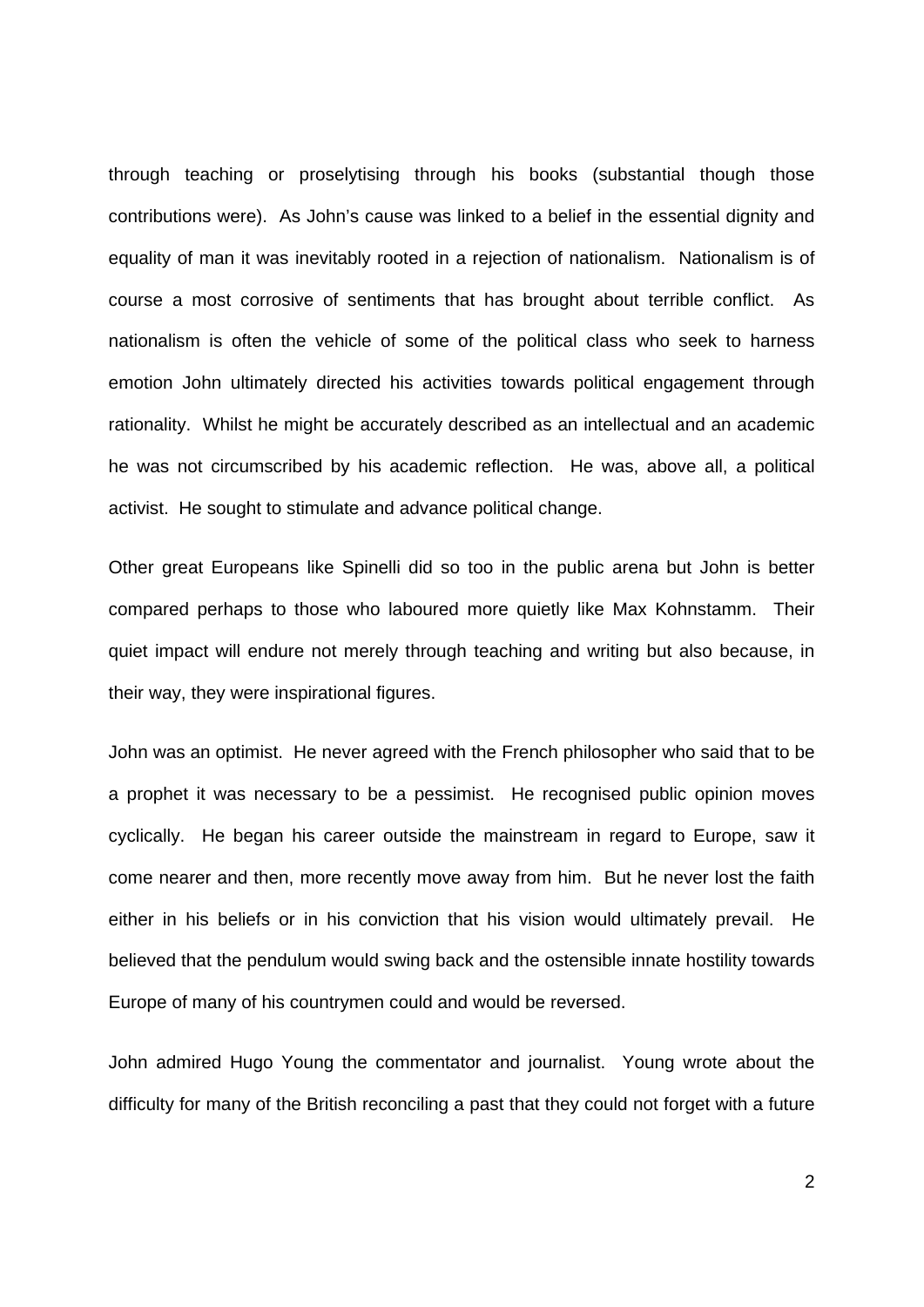through teaching or proselytising through his books (substantial though those contributions were). As John's cause was linked to a belief in the essential dignity and equality of man it was inevitably rooted in a rejection of nationalism. Nationalism is of course a most corrosive of sentiments that has brought about terrible conflict. As nationalism is often the vehicle of some of the political class who seek to harness emotion John ultimately directed his activities towards political engagement through rationality. Whilst he might be accurately described as an intellectual and an academic he was not circumscribed by his academic reflection. He was, above all, a political activist. He sought to stimulate and advance political change.

Other great Europeans like Spinelli did so too in the public arena but John is better compared perhaps to those who laboured more quietly like Max Kohnstamm. Their quiet impact will endure not merely through teaching and writing but also because, in their way, they were inspirational figures.

John was an optimist. He never agreed with the French philosopher who said that to be a prophet it was necessary to be a pessimist. He recognised public opinion moves cyclically. He began his career outside the mainstream in regard to Europe, saw it come nearer and then, more recently move away from him. But he never lost the faith either in his beliefs or in his conviction that his vision would ultimately prevail. He believed that the pendulum would swing back and the ostensible innate hostility towards Europe of many of his countrymen could and would be reversed.

John admired Hugo Young the commentator and journalist. Young wrote about the difficulty for many of the British reconciling a past that they could not forget with a future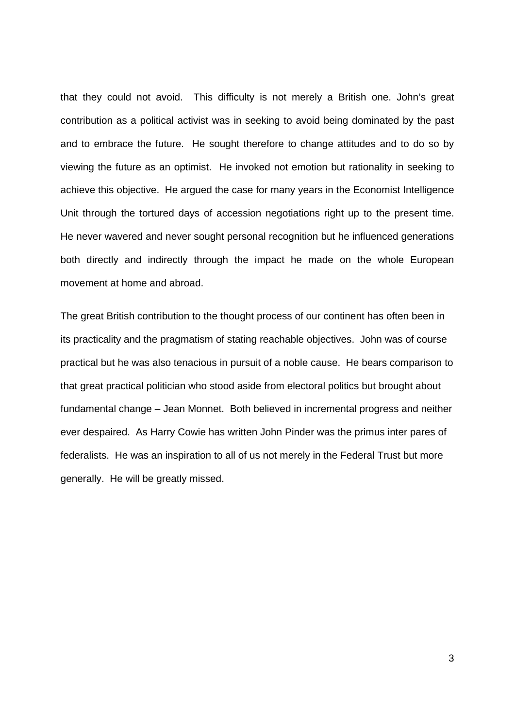that they could not avoid. This difficulty is not merely a British one. John's great contribution as a political activist was in seeking to avoid being dominated by the past and to embrace the future. He sought therefore to change attitudes and to do so by viewing the future as an optimist. He invoked not emotion but rationality in seeking to achieve this objective. He argued the case for many years in the Economist Intelligence Unit through the tortured days of accession negotiations right up to the present time. He never wavered and never sought personal recognition but he influenced generations both directly and indirectly through the impact he made on the whole European movement at home and abroad.

The great British contribution to the thought process of our continent has often been in its practicality and the pragmatism of stating reachable objectives. John was of course practical but he was also tenacious in pursuit of a noble cause. He bears comparison to that great practical politician who stood aside from electoral politics but brought about fundamental change – Jean Monnet. Both believed in incremental progress and neither ever despaired. As Harry Cowie has written John Pinder was the primus inter pares of federalists. He was an inspiration to all of us not merely in the Federal Trust but more generally. He will be greatly missed.